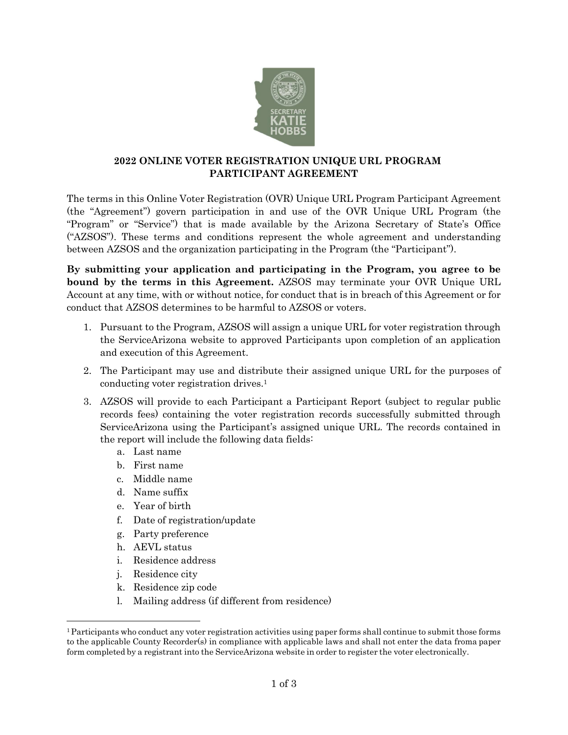## 2022 ONLINE VOTER REGISTRATION UNIQUE URL PROGRAM PARTICIPANT AGREEMENT

The terms in this Online Voter Registration (OVR) Unique URL Program Participant Agreement (the "Agreement") govern participation in and use of the OVR Unique URL Program (the "Program" or "Service") that is made available by the Arizona Secretary of State's Office ("AZSOS"). These terms and conditions represent the whole agreement and understanding between AZSOS and the organization participating in the Program (the "Participant").

**By submitting your application and participating in the Program, you agree to be bound by the terms in this Agreement.** AZSOS may terminate your OVR Unique URL Account at any time, with or without notice, for conduct that is in breach of this Agreement or for conduct that AZSOS determines to be harmful to AZSOS or voters.

1. Pursuant to the Program, AZSOS will assign a unique URL for voter registration through the ServiceArizona website to approved Participants upon completion of an application and execution of this Agreement.
2. The Participant may use and distribute their assigned unique URL for the purposes of conducting voter registration drives.[1]
3. AZSOS will provide to each Participant a Participant Report (subject to regular public records fees) containing the voter registration records successfully submitted through ServiceArizona using the Participant's assigned unique URL. The records contained in the report will include the following data fields:
   a. Last name
   b. First name
   c. Middle name
   d. Name suffix
   e. Year of birth
   f. Date of registration/update
   g. Party preference
   h. AEVL status
   i. Residence address
   j. Residence city
   k. Residence zip code
   l. Mailing address (if different from residence)

[1] Participants who conduct any voter registration activities using paper forms shall continue to submit those forms to the applicable County Recorder(s) in compliance with applicable laws and shall not enter the data froma paper form completed by a registrant into the ServiceArizona website in order to register the voter electronically.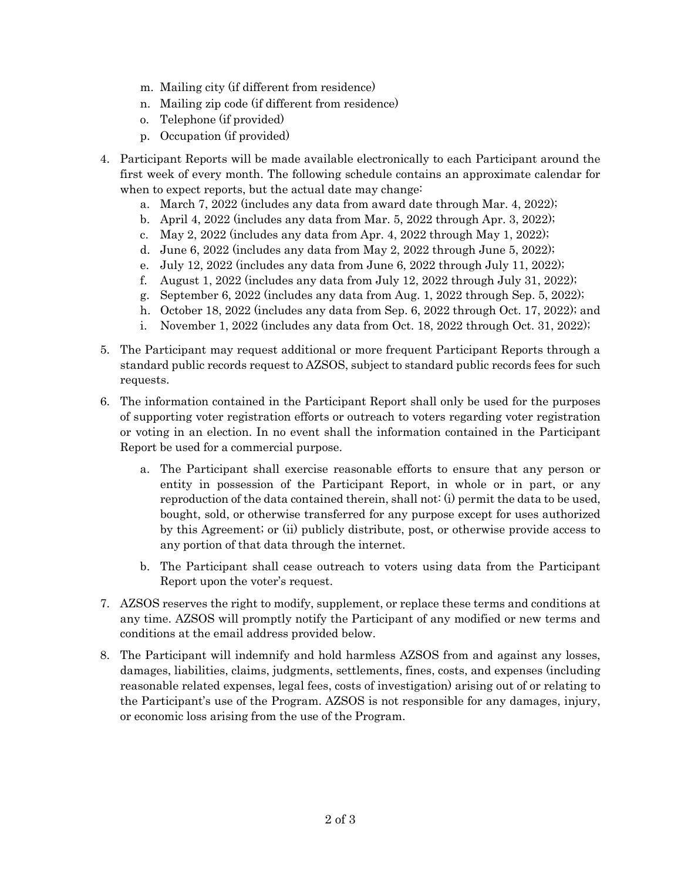m. Mailing city (if different from residence)
n. Mailing zip code (if different from residence)
o. Telephone (if provided)
p. Occupation (if provided)

4. Participant Reports will be made available electronically to each Participant around the first week of every month. The following schedule contains an approximate calendar for when to expect reports, but the actual date may change:
   a. March 7, 2022 (includes any data from award date through Mar. 4, 2022);
   b. April 4, 2022 (includes any data from Mar. 5, 2022 through Apr. 3, 2022);
   c. May 2, 2022 (includes any data from Apr. 4, 2022 through May 1, 2022);
   d. June 6, 2022 (includes any data from May 2, 2022 through June 5, 2022);
   e. July 12, 2022 (includes any data from June 6, 2022 through July 11, 2022);
   f. August 1, 2022 (includes any data from July 12, 2022 through July 31, 2022);
   g. September 6, 2022 (includes any data from Aug. 1, 2022 through Sep. 5, 2022);
   h. October 18, 2022 (includes any data from Sep. 6, 2022 through Oct. 17, 2022); and
   i. November 1, 2022 (includes any data from Oct. 18, 2022 through Oct. 31, 2022);

5. The Participant may request additional or more frequent Participant Reports through a standard public records request to AZSOS, subject to standard public records fees for such requests.

6. The information contained in the Participant Report shall only be used for the purposes of supporting voter registration efforts or outreach to voters regarding voter registration or voting in an election. In no event shall the information contained in the Participant Report be used for a commercial purpose.

   a. The Participant shall exercise reasonable efforts to ensure that any person or entity in possession of the Participant Report, in whole or in part, or any reproduction of the data contained therein, shall not: (i) permit the data to be used, bought, sold, or otherwise transferred for any purpose except for uses authorized by this Agreement; or (ii) publicly distribute, post, or otherwise provide access to any portion of that data through the internet.

   b. The Participant shall cease outreach to voters using data from the Participant Report upon the voter's request.

7. AZSOS reserves the right to modify, supplement, or replace these terms and conditions at any time. AZSOS will promptly notify the Participant of any modified or new terms and conditions at the email address provided below.

8. The Participant will indemnify and hold harmless AZSOS from and against any losses, damages, liabilities, claims, judgments, settlements, fines, costs, and expenses (including reasonable related expenses, legal fees, costs of investigation) arising out of or relating to the Participant's use of the Program. AZSOS is not responsible for any damages, injury, or economic loss arising from the use of the Program.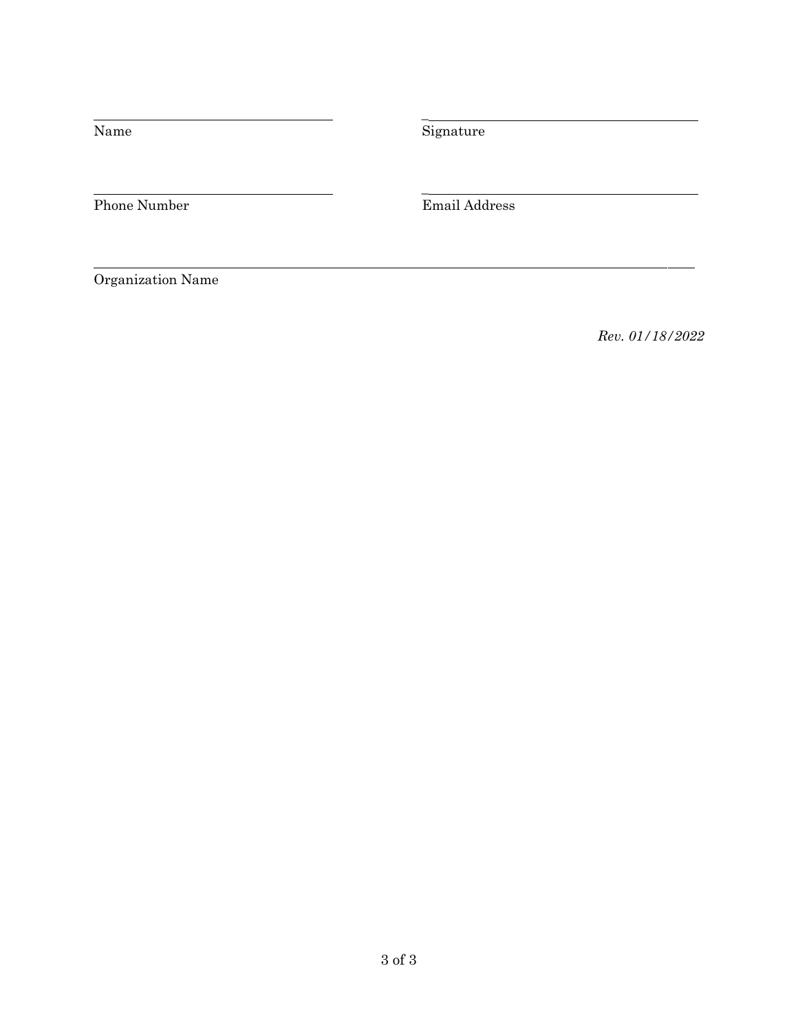\_\_\_\_\_\_\_\_\_\_\_\_\_\_\_\_\_\_\_\_\_\_\_\_\_\_\_\_\_\_\_\_
Name

\_\_\_\_\_\_\_\_\_\_\_\_\_\_\_\_\_\_\_\_\_\_\_\_\_\_\_\_\_\_\_\_
Signature

\_\_\_\_\_\_\_\_\_\_\_\_\_\_\_\_\_\_\_\_\_\_\_\_\_\_\_\_\_\_\_\_
Phone Number

\_\_\_\_\_\_\_\_\_\_\_\_\_\_\_\_\_\_\_\_\_\_\_\_\_\_\_\_\_\_\_\_
Email Address

\_\_\_\_\_\_\_\_\_\_\_\_\_\_\_\_\_\_\_\_\_\_\_\_\_\_\_\_\_\_\_\_\_\_\_\_\_\_\_\_\_\_\_\_\_\_\_\_\_\_\_\_\_\_\_\_\_\_\_\_\_\_\_\_
Organization Name

*Rev. 01/18/2022*